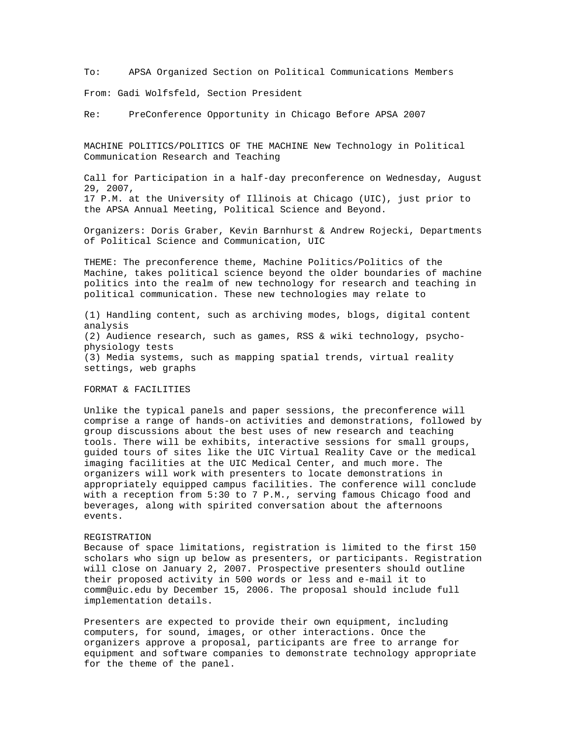To: APSA Organized Section on Political Communications Members

From: Gadi Wolfsfeld, Section President

Re: PreConference Opportunity in Chicago Before APSA 2007

MACHINE POLITICS/POLITICS OF THE MACHINE New Technology in Political Communication Research and Teaching

Call for Participation in a half-day preconference on Wednesday, August 29, 2007,
17 P.M. at the University of Illinois at Chicago (UIC), just prior to the APSA Annual Meeting, Political Science and Beyond.

Organizers: Doris Graber, Kevin Barnhurst & Andrew Rojecki, Departments of Political Science and Communication, UIC

THEME: The preconference theme, Machine Politics/Politics of the Machine, takes political science beyond the older boundaries of machine politics into the realm of new technology for research and teaching in political communication. These new technologies may relate to

(1) Handling content, such as archiving modes, blogs, digital content analysis
(2) Audience research, such as games, RSS & wiki technology, psycho-physiology tests
(3) Media systems, such as mapping spatial trends, virtual reality settings, web graphs

FORMAT & FACILITIES

Unlike the typical panels and paper sessions, the preconference will comprise a range of hands-on activities and demonstrations, followed by group discussions about the best uses of new research and teaching tools. There will be exhibits, interactive sessions for small groups, guided tours of sites like the UIC Virtual Reality Cave or the medical imaging facilities at the UIC Medical Center, and much more. The organizers will work with presenters to locate demonstrations in appropriately equipped campus facilities. The conference will conclude with a reception from 5:30 to 7 P.M., serving famous Chicago food and beverages, along with spirited conversation about the afternoons events.

REGISTRATION
Because of space limitations, registration is limited to the first 150 scholars who sign up below as presenters, or participants. Registration will close on January 2, 2007. Prospective presenters should outline their proposed activity in 500 words or less and e-mail it to comm@uic.edu by December 15, 2006. The proposal should include full implementation details.

Presenters are expected to provide their own equipment, including computers, for sound, images, or other interactions. Once the organizers approve a proposal, participants are free to arrange for equipment and software companies to demonstrate technology appropriate for the theme of the panel.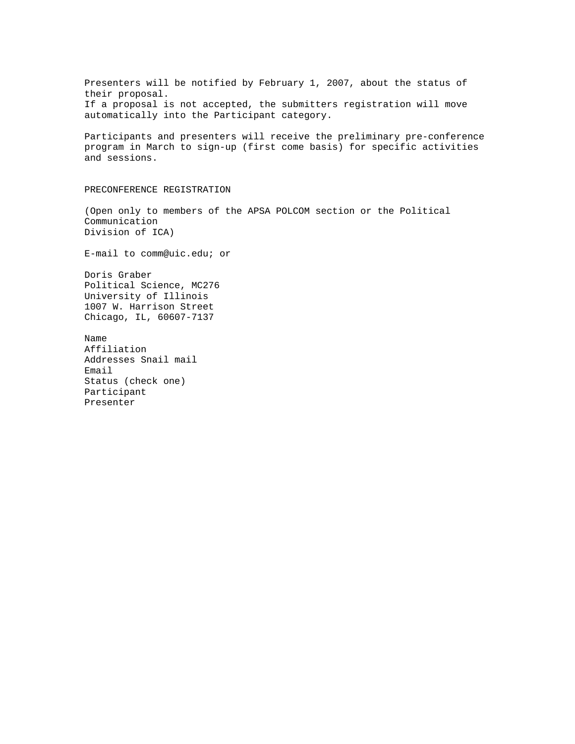Presenters will be notified by February 1, 2007, about the status of their proposal.
If a proposal is not accepted, the submitters registration will move automatically into the Participant category.

Participants and presenters will receive the preliminary pre-conference program in March to sign-up (first come basis) for specific activities and sessions.

## PRECONFERENCE REGISTRATION

(Open only to members of the APSA POLCOM section or the Political Communication Division of ICA)

E-mail to comm@uic.edu; or

Doris Graber
Political Science, MC276
University of Illinois
1007 W. Harrison Street
Chicago, IL, 60607-7137

Name
Affiliation
Addresses Snail mail
Email
Status (check one)
Participant
Presenter